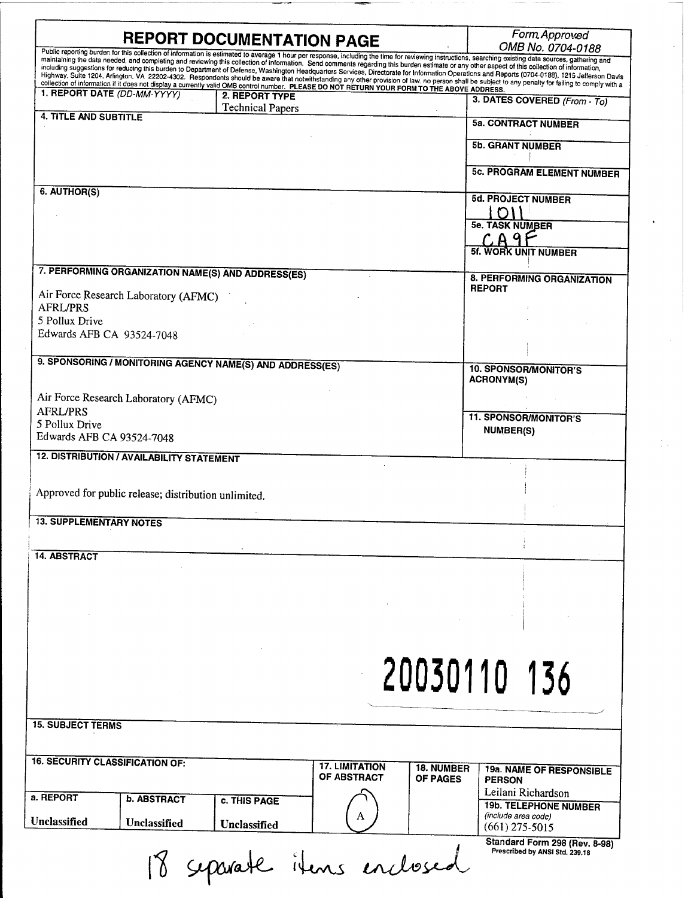# REPORT DOCUMENTATION PAGE

*Form Approved*
*OMB No. 0704-0188*

Public reporting burden for this collection of information is estimated to average 1 hour per response, including the time for reviewing instructions, searching existing data sources, gathering and maintaining the data needed, and completing and reviewing this collection of information. Send comments regarding this burden estimate or any other aspect of this collection of information, including suggestions for reducing this burden to Department of Defense, Washington Headquarters Services, Directorate for Information Operations and Reports (0704-0188), 1215 Jefferson Davis Highway, Suite 1204, Arlington, VA 22202-4302. Respondents should be aware that notwithstanding any other provision of law, no person shall be subject to any penalty for failing to comply with a collection of information if it does not display a currently valid OMB control number. **PLEASE DO NOT RETURN YOUR FORM TO THE ABOVE ADDRESS.**

| 1. REPORT DATE *(DD-MM-YYYY)* | 2. REPORT TYPE | 3. DATES COVERED *(From - To)* |
|---|---|---|
| | Technical Papers | |

**4. TITLE AND SUBTITLE**

**5a. CONTRACT NUMBER**

**5b. GRANT NUMBER**

**5c. PROGRAM ELEMENT NUMBER**

**6. AUTHOR(S)**

**5d. PROJECT NUMBER**
1011

**5e. TASK NUMBER**
CA9F

**5f. WORK UNIT NUMBER**

**7. PERFORMING ORGANIZATION NAME(S) AND ADDRESS(ES)**

Air Force Research Laboratory (AFMC)
AFRL/PRS
5 Pollux Drive
Edwards AFB CA 93524-7048

**8. PERFORMING ORGANIZATION REPORT**

**9. SPONSORING / MONITORING AGENCY NAME(S) AND ADDRESS(ES)**

Air Force Research Laboratory (AFMC)
AFRL/PRS
5 Pollux Drive
Edwards AFB CA 93524-7048

**10. SPONSOR/MONITOR'S ACRONYM(S)**

**11. SPONSOR/MONITOR'S NUMBER(S)**

**12. DISTRIBUTION / AVAILABILITY STATEMENT**

Approved for public release; distribution unlimited.

**13. SUPPLEMENTARY NOTES**

**14. ABSTRACT**

20030110 136

**15. SUBJECT TERMS**

| 16. SECURITY CLASSIFICATION OF: | | | 17. LIMITATION OF ABSTRACT | 18. NUMBER OF PAGES | 19a. NAME OF RESPONSIBLE PERSON |
|---|---|---|---|---|---|
| a. REPORT | b. ABSTRACT | c. THIS PAGE | | | Leilani Richardson |
| Unclassified | Unclassified | Unclassified | A | | 19b. TELEPHONE NUMBER *(include area code)* (661) 275-5015 |

Standard Form 298 (Rev. 8-98)
Prescribed by ANSI Std. 239.18

18 separate items enclosed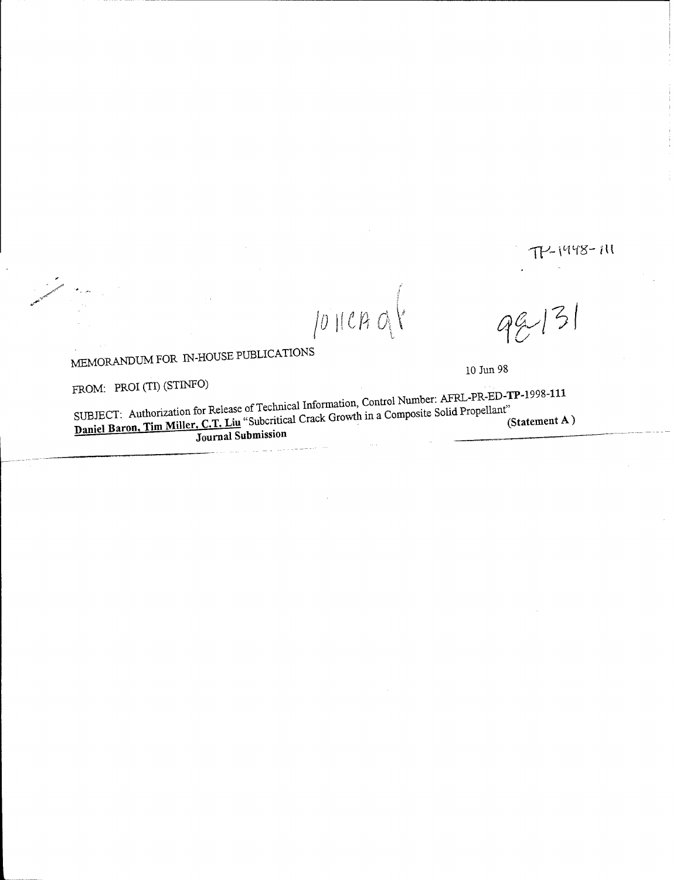TP-1998-111

1011CA 9/

98-131

MEMORANDUM FOR IN-HOUSE PUBLICATIONS

10 Jun 98

FROM: PROI (TI) (STINFO)

SUBJECT: Authorization for Release of Technical Information, Control Number: AFRL-PR-ED-**TP**-1998-111
**Daniel Baron, Tim Miller, C.T. Liu** "Subcritical Crack Growth in a Composite Solid Propellant" **(Statement A)**
**Journal Submission**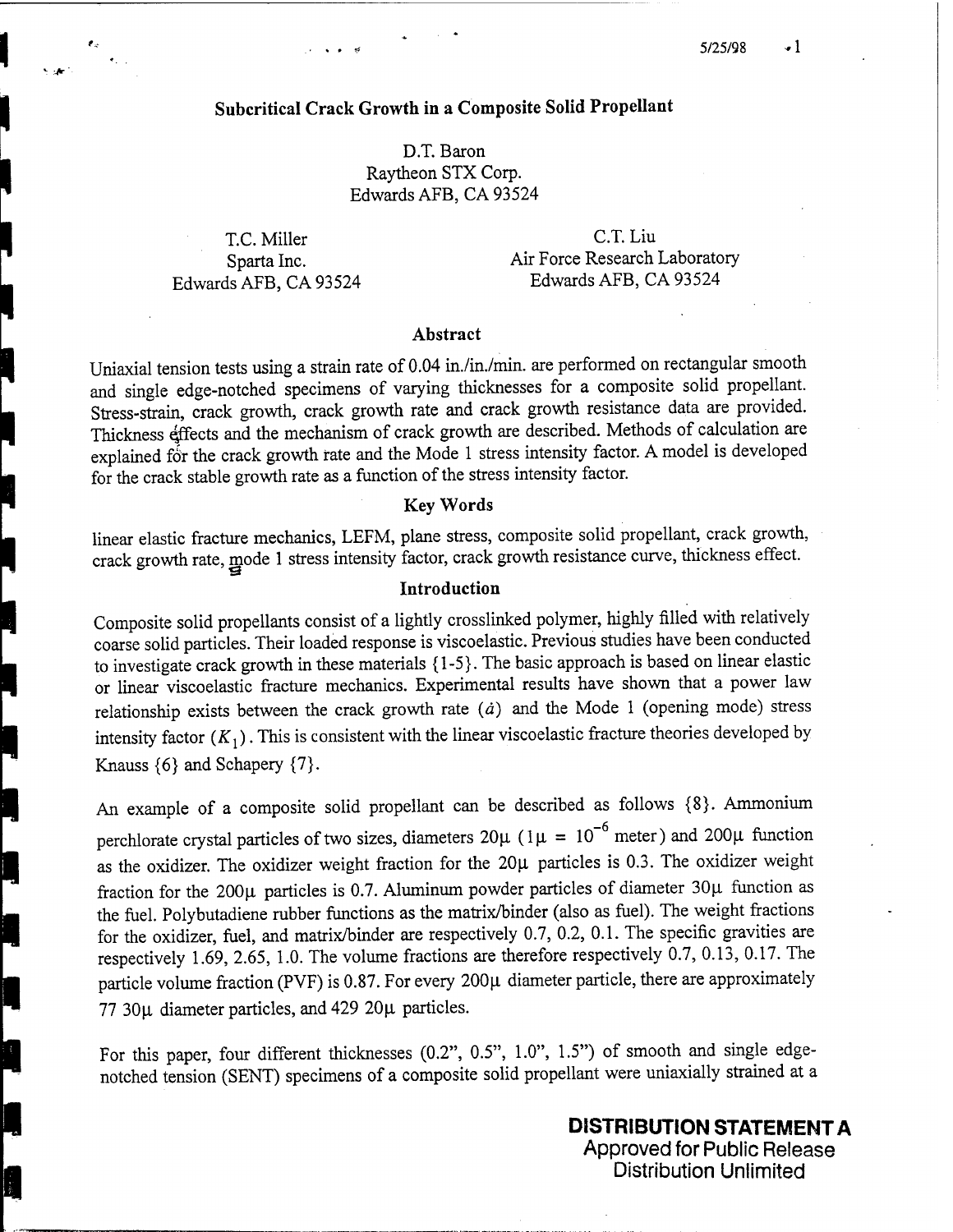# Subcritical Crack Growth in a Composite Solid Propellant

D.T. Baron
Raytheon STX Corp.
Edwards AFB, CA 93524

T.C. Miller
Sparta Inc.
Edwards AFB, CA 93524

C.T. Liu
Air Force Research Laboratory
Edwards AFB, CA 93524

## Abstract

Uniaxial tension tests using a strain rate of 0.04 in./in./min. are performed on rectangular smooth and single edge-notched specimens of varying thicknesses for a composite solid propellant. Stress-strain, crack growth, crack growth rate and crack growth resistance data are provided. Thickness effects and the mechanism of crack growth are described. Methods of calculation are explained for the crack growth rate and the Mode 1 stress intensity factor. A model is developed for the crack stable growth rate as a function of the stress intensity factor.

## Key Words

linear elastic fracture mechanics, LEFM, plane stress, composite solid propellant, crack growth, crack growth rate, mode 1 stress intensity factor, crack growth resistance curve, thickness effect.

## Introduction

Composite solid propellants consist of a lightly crosslinked polymer, highly filled with relatively coarse solid particles. Their loaded response is viscoelastic. Previous studies have been conducted to investigate crack growth in these materials {1-5}. The basic approach is based on linear elastic or linear viscoelastic fracture mechanics. Experimental results have shown that a power law relationship exists between the crack growth rate ($\dot{a}$) and the Mode 1 (opening mode) stress intensity factor ($K_1$). This is consistent with the linear viscoelastic fracture theories developed by Knauss {6} and Schapery {7}.

An example of a composite solid propellant can be described as follows {8}. Ammonium perchlorate crystal particles of two sizes, diameters 20μ ($1\mu = 10^{-6}$ meter) and 200μ function as the oxidizer. The oxidizer weight fraction for the 20μ particles is 0.3. The oxidizer weight fraction for the 200μ particles is 0.7. Aluminum powder particles of diameter 30μ function as the fuel. Polybutadiene rubber functions as the matrix/binder (also as fuel). The weight fractions for the oxidizer, fuel, and matrix/binder are respectively 0.7, 0.2, 0.1. The specific gravities are respectively 1.69, 2.65, 1.0. The volume fractions are therefore respectively 0.7, 0.13, 0.17. The particle volume fraction (PVF) is 0.87. For every 200μ diameter particle, there are approximately 77 30μ diameter particles, and 429 20μ particles.

For this paper, four different thicknesses (0.2", 0.5", 1.0", 1.5") of smooth and single edge-notched tension (SENT) specimens of a composite solid propellant were uniaxially strained at a

**DISTRIBUTION STATEMENT A**
Approved for Public Release
Distribution Unlimited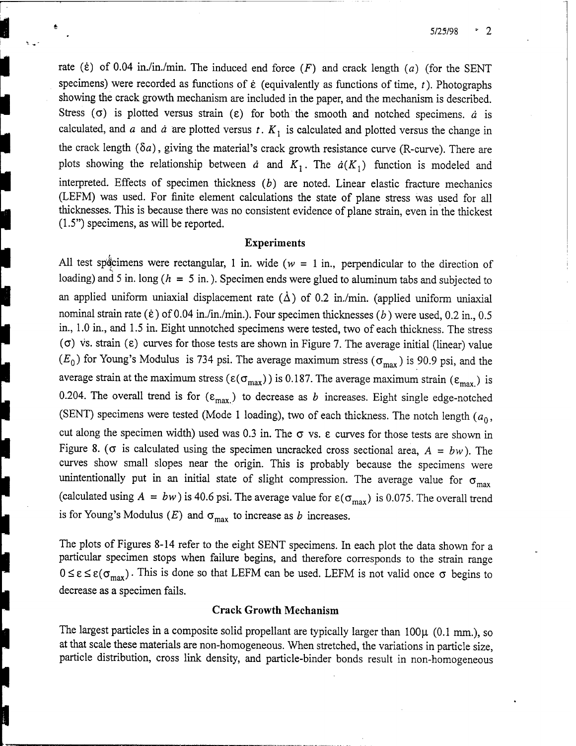rate ($\dot{\varepsilon}$) of 0.04 in./in./min. The induced end force ($F$) and crack length ($a$) (for the SENT specimens) were recorded as functions of $\dot{\varepsilon}$ (equivalently as functions of time, $t$). Photographs showing the crack growth mechanism are included in the paper, and the mechanism is described. Stress ($\sigma$) is plotted versus strain ($\varepsilon$) for both the smooth and notched specimens. $\dot{a}$ is calculated, and $a$ and $\dot{a}$ are plotted versus $t$. $K_1$ is calculated and plotted versus the change in the crack length ($\delta a$), giving the material's crack growth resistance curve (R-curve). There are plots showing the relationship between $\dot{a}$ and $K_1$. The $\dot{a}(K_1)$ function is modeled and interpreted. Effects of specimen thickness ($b$) are noted. Linear elastic fracture mechanics (LEFM) was used. For finite element calculations the state of plane stress was used for all thicknesses. This is because there was no consistent evidence of plane strain, even in the thickest (1.5") specimens, as will be reported.

## Experiments

All test specimens were rectangular, 1 in. wide ($w$ = 1 in., perpendicular to the direction of loading) and 5 in. long ($h$ = 5 in.). Specimen ends were glued to aluminum tabs and subjected to an applied uniform uniaxial displacement rate ($\dot{\Delta}$) of 0.2 in./min. (applied uniform uniaxial nominal strain rate ($\dot{\varepsilon}$) of 0.04 in./in./min.). Four specimen thicknesses ($b$) were used, 0.2 in., 0.5 in., 1.0 in., and 1.5 in. Eight unnotched specimens were tested, two of each thickness. The stress ($\sigma$) vs. strain ($\varepsilon$) curves for those tests are shown in Figure 7. The average initial (linear) value ($E_0$) for Young's Modulus is 734 psi. The average maximum stress ($\sigma_{max}$) is 90.9 psi, and the average strain at the maximum stress ($\varepsilon(\sigma_{max})$) is 0.187. The average maximum strain ($\varepsilon_{max.}$) is 0.204. The overall trend is for ($\varepsilon_{max.}$) to decrease as $b$ increases. Eight single edge-notched (SENT) specimens were tested (Mode 1 loading), two of each thickness. The notch length ($a_0$, cut along the specimen width) used was 0.3 in. The $\sigma$ vs. $\varepsilon$ curves for those tests are shown in Figure 8. ($\sigma$ is calculated using the specimen uncracked cross sectional area, $A = bw$). The curves show small slopes near the origin. This is probably because the specimens were unintentionally put in an initial state of slight compression. The average value for $\sigma_{max}$ (calculated using $A = bw$) is 40.6 psi. The average value for $\varepsilon(\sigma_{max})$ is 0.075. The overall trend is for Young's Modulus ($E$) and $\sigma_{max}$ to increase as $b$ increases.

The plots of Figures 8-14 refer to the eight SENT specimens. In each plot the data shown for a particular specimen stops when failure begins, and therefore corresponds to the strain range $0 \leq \varepsilon \leq \varepsilon(\sigma_{max})$. This is done so that LEFM can be used. LEFM is not valid once $\sigma$ begins to decrease as a specimen fails.

## Crack Growth Mechanism

The largest particles in a composite solid propellant are typically larger than 100μ (0.1 mm.), so at that scale these materials are non-homogeneous. When stretched, the variations in particle size, particle distribution, cross link density, and particle-binder bonds result in non-homogeneous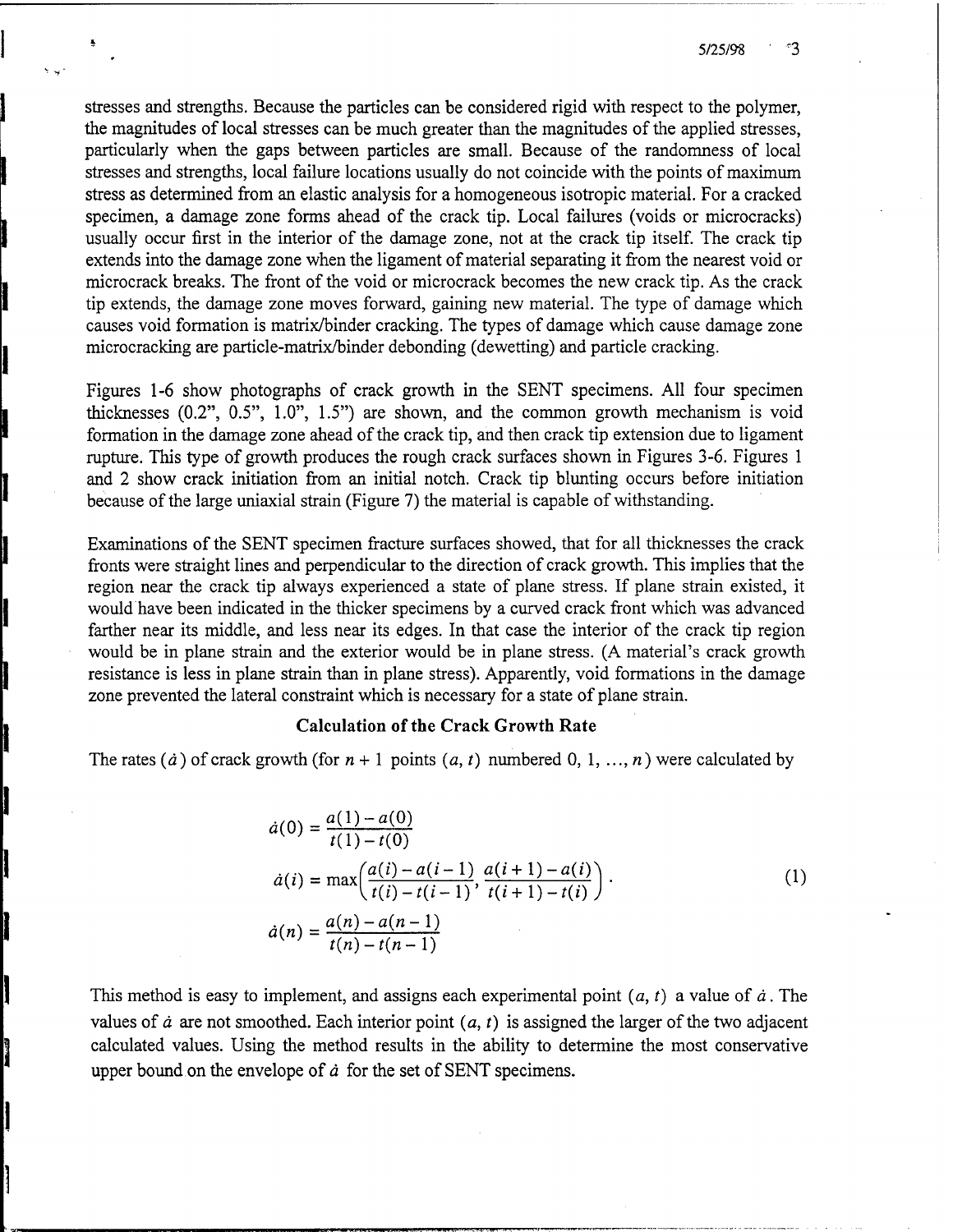stresses and strengths. Because the particles can be considered rigid with respect to the polymer, the magnitudes of local stresses can be much greater than the magnitudes of the applied stresses, particularly when the gaps between particles are small. Because of the randomness of local stresses and strengths, local failure locations usually do not coincide with the points of maximum stress as determined from an elastic analysis for a homogeneous isotropic material. For a cracked specimen, a damage zone forms ahead of the crack tip. Local failures (voids or microcracks) usually occur first in the interior of the damage zone, not at the crack tip itself. The crack tip extends into the damage zone when the ligament of material separating it from the nearest void or microcrack breaks. The front of the void or microcrack becomes the new crack tip. As the crack tip extends, the damage zone moves forward, gaining new material. The type of damage which causes void formation is matrix/binder cracking. The types of damage which cause damage zone microcracking are particle-matrix/binder debonding (dewetting) and particle cracking.

Figures 1-6 show photographs of crack growth in the SENT specimens. All four specimen thicknesses (0.2", 0.5", 1.0", 1.5") are shown, and the common growth mechanism is void formation in the damage zone ahead of the crack tip, and then crack tip extension due to ligament rupture. This type of growth produces the rough crack surfaces shown in Figures 3-6. Figures 1 and 2 show crack initiation from an initial notch. Crack tip blunting occurs before initiation because of the large uniaxial strain (Figure 7) the material is capable of withstanding.

Examinations of the SENT specimen fracture surfaces showed, that for all thicknesses the crack fronts were straight lines and perpendicular to the direction of crack growth. This implies that the region near the crack tip always experienced a state of plane stress. If plane strain existed, it would have been indicated in the thicker specimens by a curved crack front which was advanced farther near its middle, and less near its edges. In that case the interior of the crack tip region would be in plane strain and the exterior would be in plane stress. (A material's crack growth resistance is less in plane strain than in plane stress). Apparently, void formations in the damage zone prevented the lateral constraint which is necessary for a state of plane strain.

### Calculation of the Crack Growth Rate

The rates ($\dot{a}$) of crack growth (for $n + 1$ points $(a, t)$ numbered $0, 1, \ldots, n$) were calculated by

$$
\begin{aligned}
\dot{a}(0) &= \frac{a(1) - a(0)}{t(1) - t(0)} \\
\dot{a}(i) &= \max\left(\frac{a(i) - a(i-1)}{t(i) - t(i-1)}, \frac{a(i+1) - a(i)}{t(i+1) - t(i)}\right) \\
\dot{a}(n) &= \frac{a(n) - a(n-1)}{t(n) - t(n-1)}
\end{aligned}
\tag{1}
$$

This method is easy to implement, and assigns each experimental point $(a, t)$ a value of $\dot{a}$. The values of $\dot{a}$ are not smoothed. Each interior point $(a, t)$ is assigned the larger of the two adjacent calculated values. Using the method results in the ability to determine the most conservative upper bound on the envelope of $\dot{a}$ for the set of SENT specimens.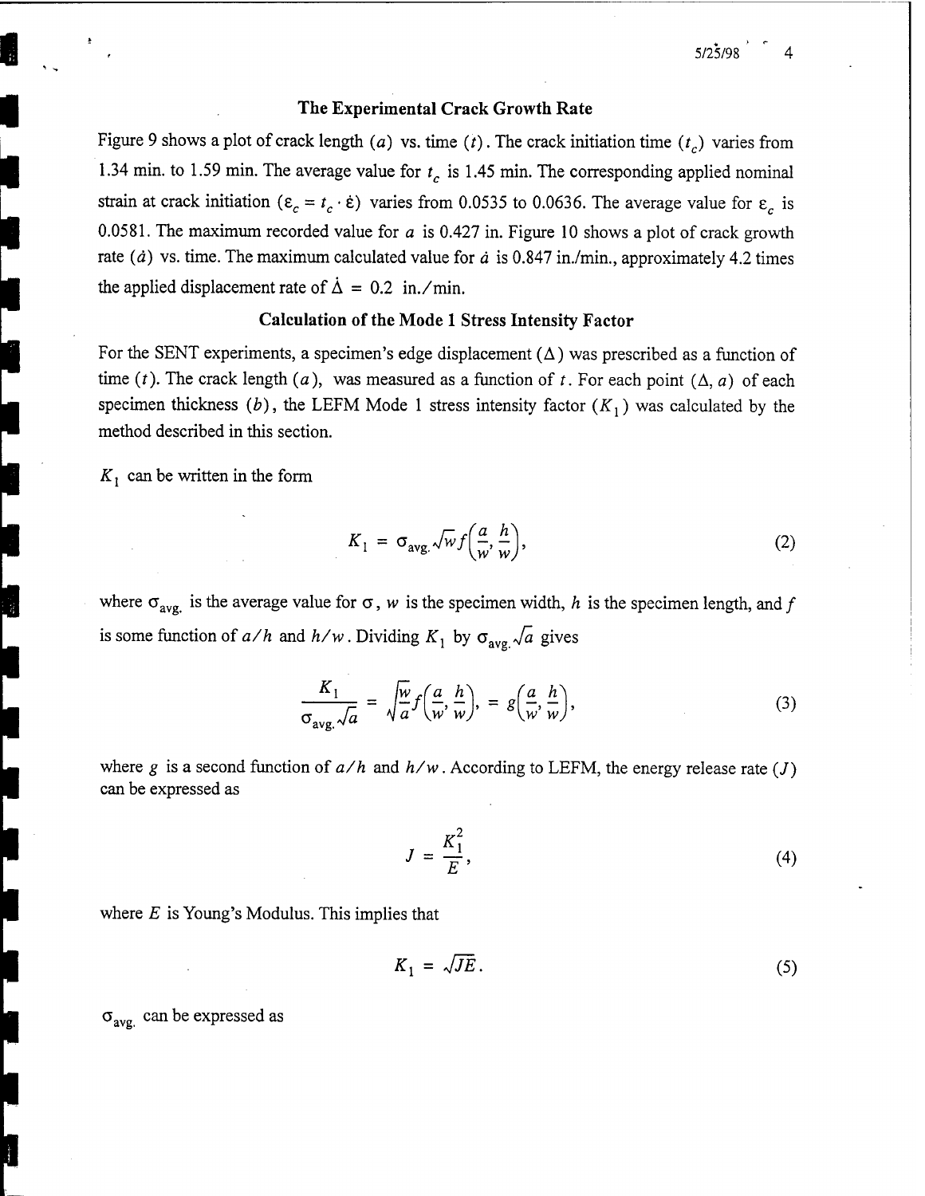### The Experimental Crack Growth Rate

Figure 9 shows a plot of crack length $(a)$ vs. time $(t)$. The crack initiation time $(t_c)$ varies from 1.34 min. to 1.59 min. The average value for $t_c$ is 1.45 min. The corresponding applied nominal strain at crack initiation $(\varepsilon_c = t_c \cdot \dot{\varepsilon})$ varies from 0.0535 to 0.0636. The average value for $\varepsilon_c$ is 0.0581. The maximum recorded value for $a$ is 0.427 in. Figure 10 shows a plot of crack growth rate $(\dot{a})$ vs. time. The maximum calculated value for $\dot{a}$ is 0.847 in./min., approximately 4.2 times the applied displacement rate of $\dot{\Delta} = 0.2$ in./min.

### Calculation of the Mode 1 Stress Intensity Factor

For the SENT experiments, a specimen's edge displacement $(\Delta)$ was prescribed as a function of time $(t)$. The crack length $(a)$, was measured as a function of $t$. For each point $(\Delta, a)$ of each specimen thickness $(b)$, the LEFM Mode 1 stress intensity factor $(K_1)$ was calculated by the method described in this section.

$K_1$ can be written in the form

$$K_1 = \sigma_{\text{avg.}}\sqrt{w}f\left(\frac{a}{w}, \frac{h}{w}\right), \tag{2}$$

where $\sigma_{\text{avg.}}$ is the average value for $\sigma$, $w$ is the specimen width, $h$ is the specimen length, and $f$ is some function of $a/h$ and $h/w$. Dividing $K_1$ by $\sigma_{\text{avg.}}\sqrt{a}$ gives

$$\frac{K_1}{\sigma_{\text{avg.}}\sqrt{a}} = \sqrt{\frac{w}{a}}f\left(\frac{a}{w}, \frac{h}{w}\right), = g\left(\frac{a}{w}, \frac{h}{w}\right), \tag{3}$$

where $g$ is a second function of $a/h$ and $h/w$. According to LEFM, the energy release rate $(J)$ can be expressed as

$$J = \frac{K_1^2}{E}, \tag{4}$$

where $E$ is Young's Modulus. This implies that

$$K_1 = \sqrt{JE}. \tag{5}$$

$\sigma_{\text{avg.}}$ can be expressed as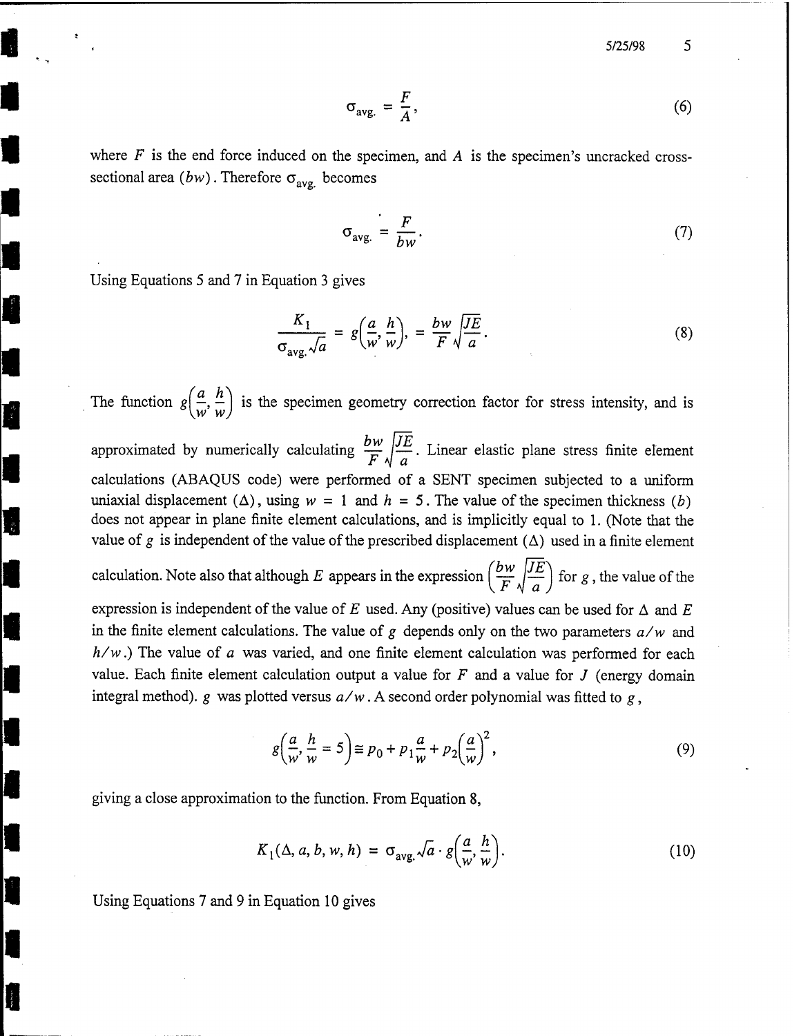$$\sigma_{\text{avg.}} = \frac{F}{A}, \tag{6}$$

where $F$ is the end force induced on the specimen, and $A$ is the specimen's uncracked cross-sectional area $(bw)$. Therefore $\sigma_{\text{avg.}}$ becomes

$$\sigma_{\text{avg.}} = \frac{F}{bw}. \tag{7}$$

Using Equations 5 and 7 in Equation 3 gives

$$\frac{K_1}{\sigma_{\text{avg.}}\sqrt{a}} = g\left(\frac{a}{w}, \frac{h}{w}\right), = \frac{bw}{F}\sqrt{\frac{JE}{a}}. \tag{8}$$

The function $g\left(\frac{a}{w}, \frac{h}{w}\right)$ is the specimen geometry correction factor for stress intensity, and is approximated by numerically calculating $\frac{bw}{F}\sqrt{\frac{JE}{a}}$. Linear elastic plane stress finite element calculations (ABAQUS code) were performed of a SENT specimen subjected to a uniform uniaxial displacement $(\Delta)$, using $w = 1$ and $h = 5$. The value of the specimen thickness $(b)$ does not appear in plane finite element calculations, and is implicitly equal to 1. (Note that the value of $g$ is independent of the value of the prescribed displacement $(\Delta)$ used in a finite element calculation. Note also that although $E$ appears in the expression $\left(\frac{bw}{F}\sqrt{\frac{JE}{a}}\right)$ for $g$, the value of the expression is independent of the value of $E$ used. Any (positive) values can be used for $\Delta$ and $E$ in the finite element calculations. The value of $g$ depends only on the two parameters $a/w$ and $h/w$.) The value of $a$ was varied, and one finite element calculation was performed for each value. Each finite element calculation output a value for $F$ and a value for $J$ (energy domain integral method). $g$ was plotted versus $a/w$. A second order polynomial was fitted to $g$,

$$g\left(\frac{a}{w}, \frac{h}{w} = 5\right) \equiv p_0 + p_1\frac{a}{w} + p_2\left(\frac{a}{w}\right)^2, \tag{9}$$

giving a close approximation to the function. From Equation 8,

$$K_1(\Delta, a, b, w, h) = \sigma_{\text{avg.}}\sqrt{a} \cdot g\left(\frac{a}{w}, \frac{h}{w}\right). \tag{10}$$

Using Equations 7 and 9 in Equation 10 gives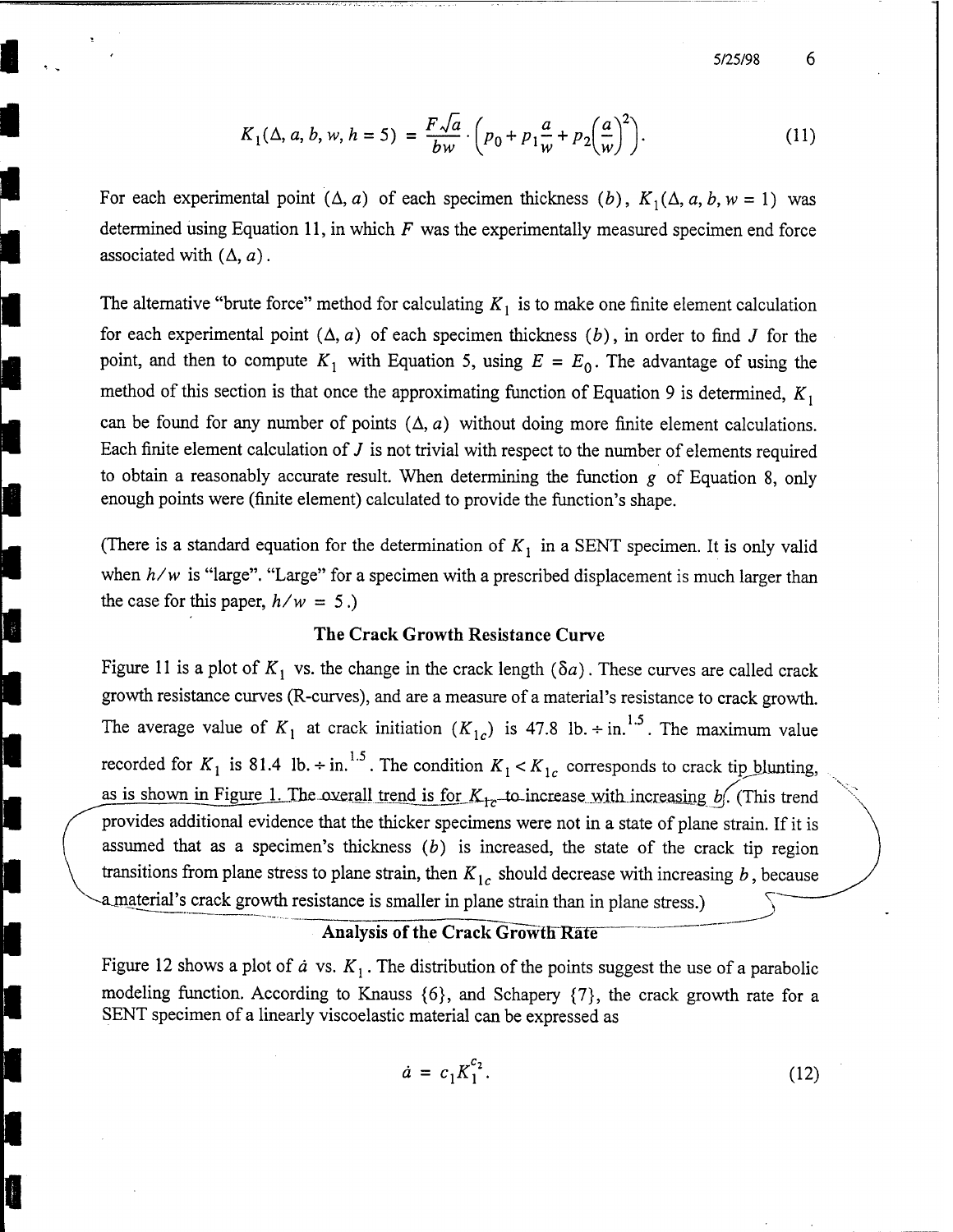$$K_1(\Delta, a, b, w, h = 5) = \frac{F\sqrt{a}}{bw} \cdot \left(p_0 + p_1\frac{a}{w} + p_2\left(\frac{a}{w}\right)^2\right). \tag{11}$$

For each experimental point $(\Delta, a)$ of each specimen thickness $(b)$, $K_1(\Delta, a, b, w = 1)$ was determined using Equation 11, in which $F$ was the experimentally measured specimen end force associated with $(\Delta, a)$.

The alternative "brute force" method for calculating $K_1$ is to make one finite element calculation for each experimental point $(\Delta, a)$ of each specimen thickness $(b)$, in order to find $J$ for the point, and then to compute $K_1$ with Equation 5, using $E = E_0$. The advantage of using the method of this section is that once the approximating function of Equation 9 is determined, $K_1$ can be found for any number of points $(\Delta, a)$ without doing more finite element calculations. Each finite element calculation of $J$ is not trivial with respect to the number of elements required to obtain a reasonably accurate result. When determining the function $g$ of Equation 8, only enough points were (finite element) calculated to provide the function's shape.

(There is a standard equation for the determination of $K_1$ in a SENT specimen. It is only valid when $h/w$ is "large". "Large" for a specimen with a prescribed displacement is much larger than the case for this paper, $h/w = 5$.)

## The Crack Growth Resistance Curve

Figure 11 is a plot of $K_1$ vs. the change in the crack length $(\delta a)$. These curves are called crack growth resistance curves (R-curves), and are a measure of a material's resistance to crack growth. The average value of $K_1$ at crack initiation $(K_{1c})$ is 47.8 lb. ÷ in.$^{1.5}$. The maximum value recorded for $K_1$ is 81.4 lb. ÷ in.$^{1.5}$. The condition $K_1 < K_{1c}$ corresponds to crack tip blunting, as is shown in Figure 1. The overall trend is for $K_{1c}$ to increase with increasing $b$. (This trend provides additional evidence that the thicker specimens were not in a state of plane strain. If it is assumed that as a specimen's thickness $(b)$ is increased, the state of the crack tip region transitions from plane stress to plane strain, then $K_{1c}$ should decrease with increasing $b$, because a material's crack growth resistance is smaller in plane strain than in plane stress.)

## Analysis of the Crack Growth Rate

Figure 12 shows a plot of $\dot{a}$ vs. $K_1$. The distribution of the points suggest the use of a parabolic modeling function. According to Knauss {6}, and Schapery {7}, the crack growth rate for a SENT specimen of a linearly viscoelastic material can be expressed as

$$\dot{a} = c_1 K_1^{c_2}. \tag{12}$$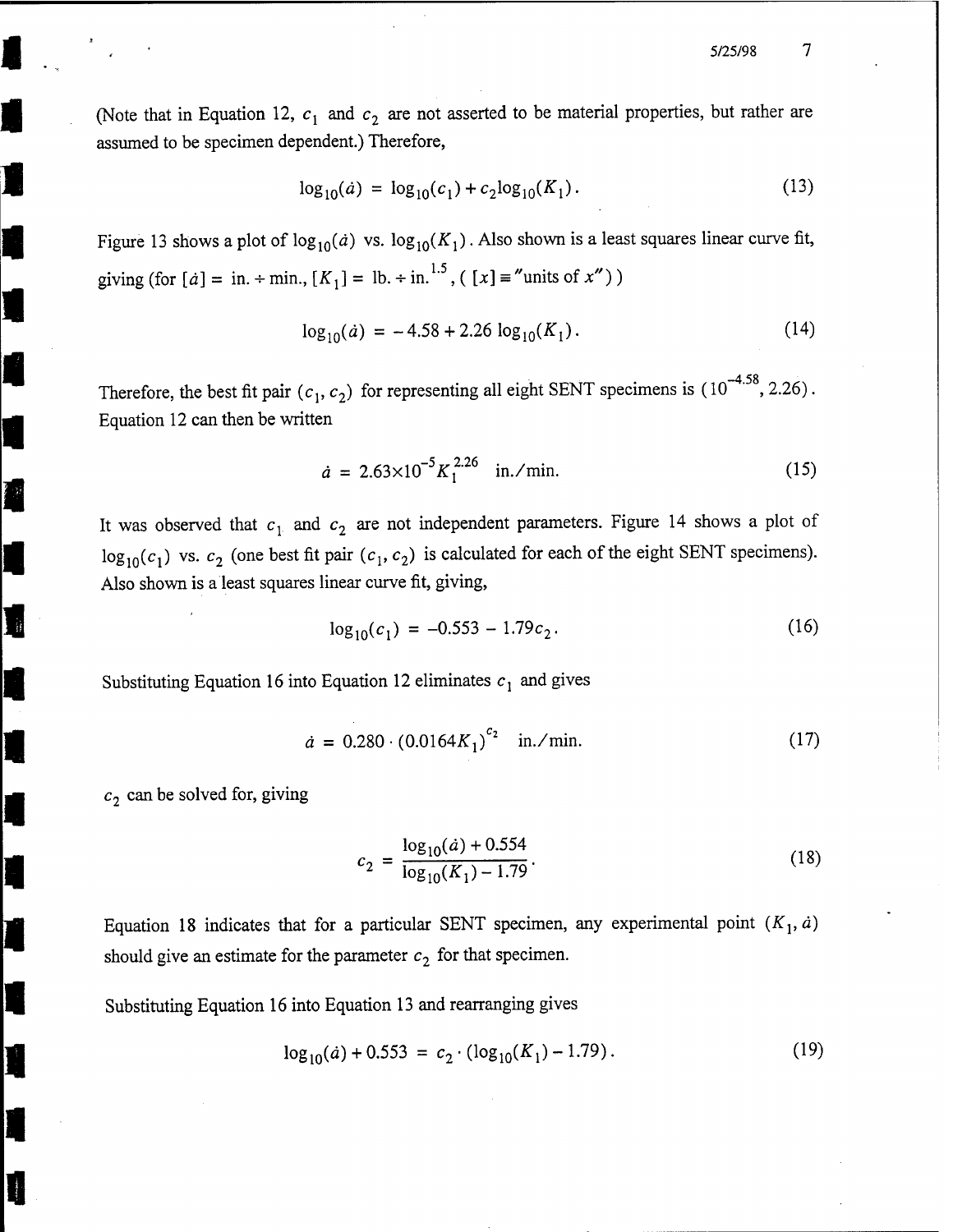(Note that in Equation 12, $c_1$ and $c_2$ are not asserted to be material properties, but rather are assumed to be specimen dependent.) Therefore,

$$\log_{10}(\dot{a}) = \log_{10}(c_1) + c_2 \log_{10}(K_1). \tag{13}$$

Figure 13 shows a plot of $\log_{10}(\dot{a})$ vs. $\log_{10}(K_1)$. Also shown is a least squares linear curve fit, giving (for $[\dot{a}]$ = in. ÷ min., $[K_1]$ = lb. ÷ in.$^{1.5}$, ( $[x] \equiv$ "units of $x$") )

$$\log_{10}(\dot{a}) = -4.58 + 2.26 \log_{10}(K_1). \tag{14}$$

Therefore, the best fit pair $(c_1, c_2)$ for representing all eight SENT specimens is $(10^{-4.58}, 2.26)$. Equation 12 can then be written

$$\dot{a} = 2.63 \times 10^{-5} K_1^{2.26} \quad \text{in./min.} \tag{15}$$

It was observed that $c_1$ and $c_2$ are not independent parameters. Figure 14 shows a plot of $\log_{10}(c_1)$ vs. $c_2$ (one best fit pair $(c_1, c_2)$ is calculated for each of the eight SENT specimens). Also shown is a least squares linear curve fit, giving,

$$\log_{10}(c_1) = -0.553 - 1.79 c_2. \tag{16}$$

Substituting Equation 16 into Equation 12 eliminates $c_1$ and gives

$$\dot{a} = 0.280 \cdot (0.0164 K_1)^{c_2} \quad \text{in./min.} \tag{17}$$

$c_2$ can be solved for, giving

$$c_2 = \frac{\log_{10}(\dot{a}) + 0.554}{\log_{10}(K_1) - 1.79}. \tag{18}$$

Equation 18 indicates that for a particular SENT specimen, any experimental point $(K_1, \dot{a})$ should give an estimate for the parameter $c_2$ for that specimen.

Substituting Equation 16 into Equation 13 and rearranging gives

$$\log_{10}(\dot{a}) + 0.553 = c_2 \cdot (\log_{10}(K_1) - 1.79). \tag{19}$$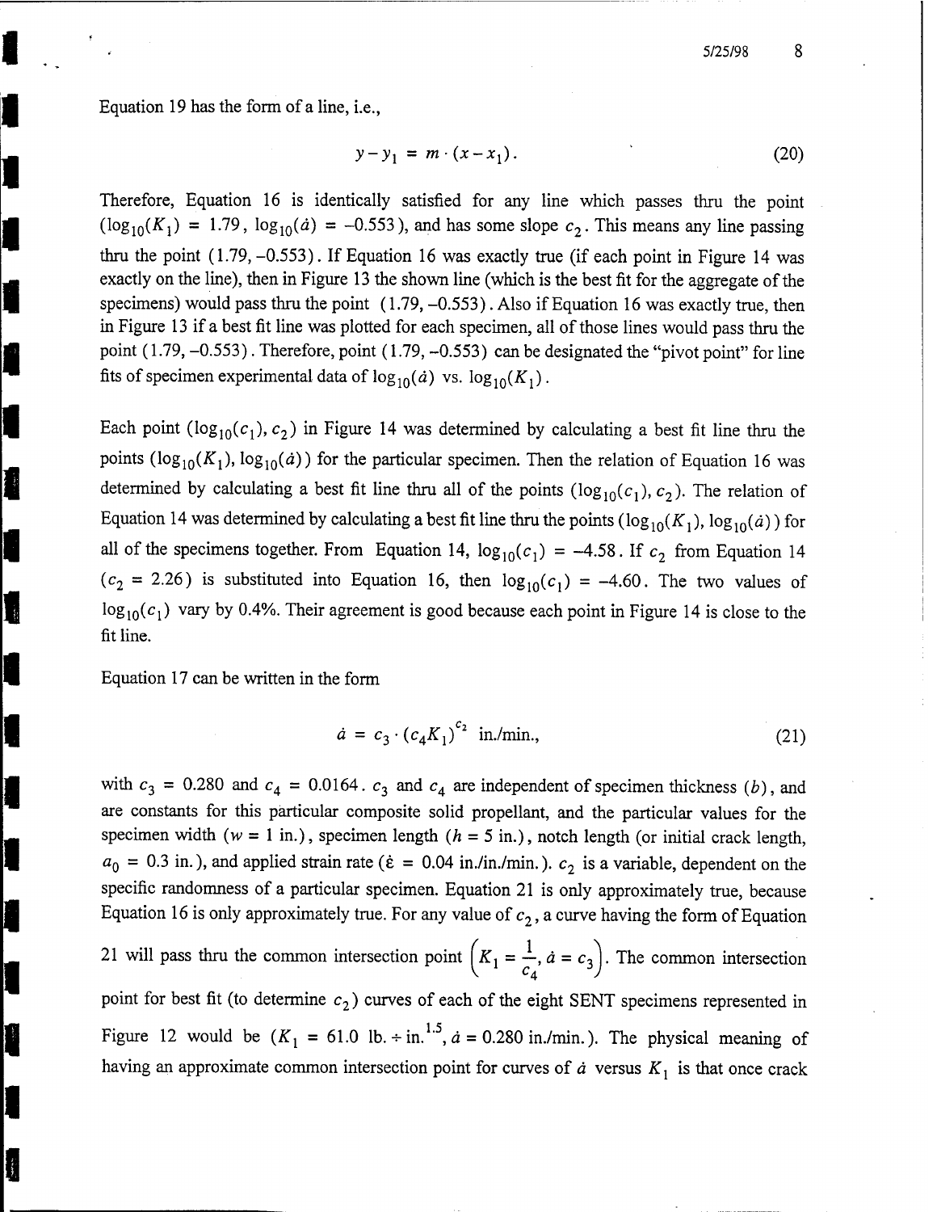Equation 19 has the form of a line, i.e.,

$$y - y_1 = m \cdot (x - x_1). \tag{20}$$

Therefore, Equation 16 is identically satisfied for any line which passes thru the point ($\log_{10}(K_1) = 1.79$, $\log_{10}(\dot{a}) = -0.553$), and has some slope $c_2$. This means any line passing thru the point $(1.79, -0.553)$. If Equation 16 was exactly true (if each point in Figure 14 was exactly on the line), then in Figure 13 the shown line (which is the best fit for the aggregate of the specimens) would pass thru the point $(1.79, -0.553)$. Also if Equation 16 was exactly true, then in Figure 13 if a best fit line was plotted for each specimen, all of those lines would pass thru the point $(1.79, -0.553)$. Therefore, point $(1.79, -0.553)$ can be designated the "pivot point" for line fits of specimen experimental data of $\log_{10}(\dot{a})$ vs. $\log_{10}(K_1)$.

Each point $(\log_{10}(c_1), c_2)$ in Figure 14 was determined by calculating a best fit line thru the points $(\log_{10}(K_1), \log_{10}(\dot{a}))$ for the particular specimen. Then the relation of Equation 16 was determined by calculating a best fit line thru all of the points $(\log_{10}(c_1), c_2)$. The relation of Equation 14 was determined by calculating a best fit line thru the points $(\log_{10}(K_1), \log_{10}(\dot{a}))$ for all of the specimens together. From Equation 14, $\log_{10}(c_1) = -4.58$. If $c_2$ from Equation 14 ($c_2 = 2.26$) is substituted into Equation 16, then $\log_{10}(c_1) = -4.60$. The two values of $\log_{10}(c_1)$ vary by 0.4%. Their agreement is good because each point in Figure 14 is close to the fit line.

Equation 17 can be written in the form

$$\dot{a} = c_3 \cdot (c_4 K_1)^{c_2} \text{ in./min.}, \tag{21}$$

with $c_3 = 0.280$ and $c_4 = 0.0164$. $c_3$ and $c_4$ are independent of specimen thickness $(b)$, and are constants for this particular composite solid propellant, and the particular values for the specimen width ($w = 1$ in.), specimen length ($h = 5$ in.), notch length (or initial crack length, $a_0 = 0.3$ in.), and applied strain rate ($\dot{\varepsilon} = 0.04$ in./in./min.). $c_2$ is a variable, dependent on the specific randomness of a particular specimen. Equation 21 is only approximately true, because Equation 16 is only approximately true. For any value of $c_2$, a curve having the form of Equation 21 will pass thru the common intersection point $\left(K_1 = \frac{1}{c_4}, \dot{a} = c_3\right)$. The common intersection point for best fit (to determine $c_2$) curves of each of the eight SENT specimens represented in Figure 12 would be ($K_1 = 61.0$ lb. $\div$ in.$^{1.5}$, $\dot{a} = 0.280$ in./min.). The physical meaning of having an approximate common intersection point for curves of $\dot{a}$ versus $K_1$ is that once crack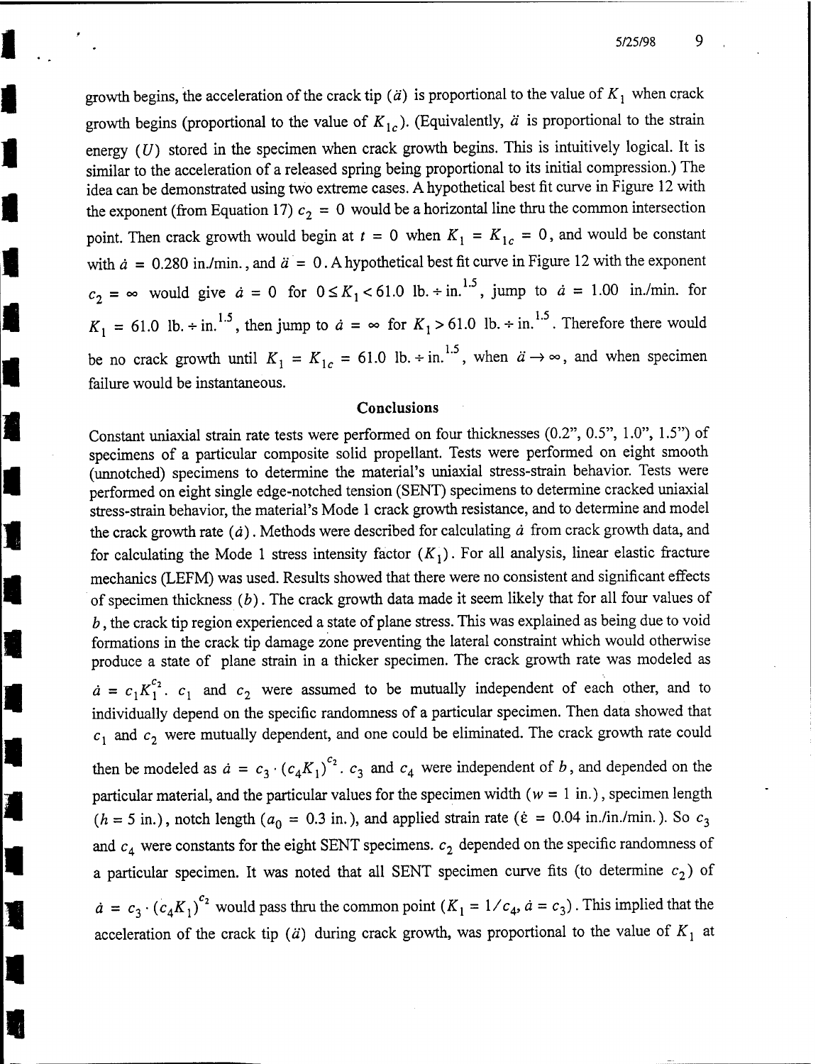growth begins, the acceleration of the crack tip ($\ddot{a}$) is proportional to the value of $K_1$ when crack growth begins (proportional to the value of $K_{1c}$). (Equivalently, $\ddot{a}$ is proportional to the strain energy ($U$) stored in the specimen when crack growth begins. This is intuitively logical. It is similar to the acceleration of a released spring being proportional to its initial compression.) The idea can be demonstrated using two extreme cases. A hypothetical best fit curve in Figure 12 with the exponent (from Equation 17) $c_2 = 0$ would be a horizontal line thru the common intersection point. Then crack growth would begin at $t = 0$ when $K_1 = K_{1c} = 0$, and would be constant with $\dot{a} = 0.280$ in./min., and $\ddot{a} = 0$. A hypothetical best fit curve in Figure 12 with the exponent $c_2 = \infty$ would give $\dot{a} = 0$ for $0 \leq K_1 < 61.0$ lb. $\div$ in.$^{1.5}$, jump to $\dot{a} = 1.00$ in./min. for $K_1 = 61.0$ lb. $\div$ in.$^{1.5}$, then jump to $\dot{a} = \infty$ for $K_1 > 61.0$ lb. $\div$ in.$^{1.5}$. Therefore there would be no crack growth until $K_1 = K_{1c} = 61.0$ lb. $\div$ in.$^{1.5}$, when $\ddot{a} \to \infty$, and when specimen failure would be instantaneous.

## Conclusions

Constant uniaxial strain rate tests were performed on four thicknesses (0.2", 0.5", 1.0", 1.5") of specimens of a particular composite solid propellant. Tests were performed on eight smooth (unnotched) specimens to determine the material's uniaxial stress-strain behavior. Tests were performed on eight single edge-notched tension (SENT) specimens to determine cracked uniaxial stress-strain behavior, the material's Mode 1 crack growth resistance, and to determine and model the crack growth rate ($\dot{a}$). Methods were described for calculating $\dot{a}$ from crack growth data, and for calculating the Mode 1 stress intensity factor ($K_1$). For all analysis, linear elastic fracture mechanics (LEFM) was used. Results showed that there were no consistent and significant effects of specimen thickness ($b$). The crack growth data made it seem likely that for all four values of $b$, the crack tip region experienced a state of plane stress. This was explained as being due to void formations in the crack tip damage zone preventing the lateral constraint which would otherwise produce a state of plane strain in a thicker specimen. The crack growth rate was modeled as $\dot{a} = c_1 K_1^{c_2}$. $c_1$ and $c_2$ were assumed to be mutually independent of each other, and to individually depend on the specific randomness of a particular specimen. Then data showed that $c_1$ and $c_2$ were mutually dependent, and one could be eliminated. The crack growth rate could then be modeled as $\dot{a} = c_3 \cdot (c_4 K_1)^{c_2}$. $c_3$ and $c_4$ were independent of $b$, and depended on the particular material, and the particular values for the specimen width ($w = 1$ in.), specimen length ($h = 5$ in.), notch length ($a_0 = 0.3$ in.), and applied strain rate ($\dot{\varepsilon} = 0.04$ in./in./min.). So $c_3$ and $c_4$ were constants for the eight SENT specimens. $c_2$ depended on the specific randomness of a particular specimen. It was noted that all SENT specimen curve fits (to determine $c_2$) of $\dot{a} = c_3 \cdot (c_4 K_1)^{c_2}$ would pass thru the common point ($K_1 = 1/c_4$, $\dot{a} = c_3$). This implied that the acceleration of the crack tip ($\ddot{a}$) during crack growth, was proportional to the value of $K_1$ at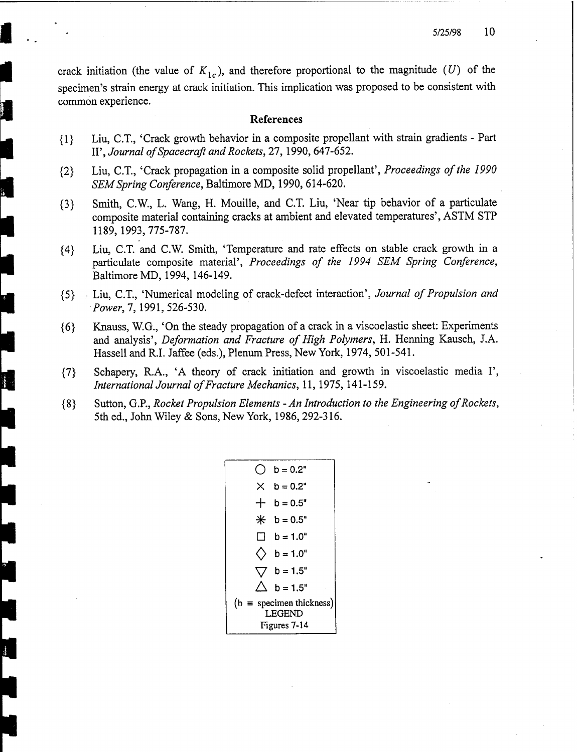crack initiation (the value of $K_{1c}$), and therefore proportional to the magnitude ($U$) of the specimen's strain energy at crack initiation. This implication was proposed to be consistent with common experience.

## References

{1} Liu, C.T., 'Crack growth behavior in a composite propellant with strain gradients - Part II', *Journal of Spacecraft and Rockets*, 27, 1990, 647-652.

{2} Liu, C.T., 'Crack propagation in a composite solid propellant', *Proceedings of the 1990 SEM Spring Conference*, Baltimore MD, 1990, 614-620.

{3} Smith, C.W., L. Wang, H. Mouille, and C.T. Liu, 'Near tip behavior of a particulate composite material containing cracks at ambient and elevated temperatures', ASTM STP 1189, 1993, 775-787.

{4} Liu, C.T. and C.W. Smith, 'Temperature and rate effects on stable crack growth in a particulate composite material', *Proceedings of the 1994 SEM Spring Conference*, Baltimore MD, 1994, 146-149.

{5} Liu, C.T., 'Numerical modeling of crack-defect interaction', *Journal of Propulsion and Power*, 7, 1991, 526-530.

{6} Knauss, W.G., 'On the steady propagation of a crack in a viscoelastic sheet: Experiments and analysis', *Deformation and Fracture of High Polymers*, H. Henning Kausch, J.A. Hassell and R.I. Jaffee (eds.), Plenum Press, New York, 1974, 501-541.

{7} Schapery, R.A., 'A theory of crack initiation and growth in viscoelastic media I', *International Journal of Fracture Mechanics*, 11, 1975, 141-159.

{8} Sutton, G.P., *Rocket Propulsion Elements - An Introduction to the Engineering of Rockets*, 5th ed., John Wiley & Sons, New York, 1986, 292-316.

| Symbol | Thickness |
| --- | --- |
| ○ | b = 0.2" |
| × | b = 0.2" |
| + | b = 0.5" |
| ✳ | b = 0.5" |
| □ | b = 1.0" |
| ◇ | b = 1.0" |
| ▽ | b = 1.5" |
| △ | b = 1.5" |

(b ≡ specimen thickness)
LEGEND
Figures 7-14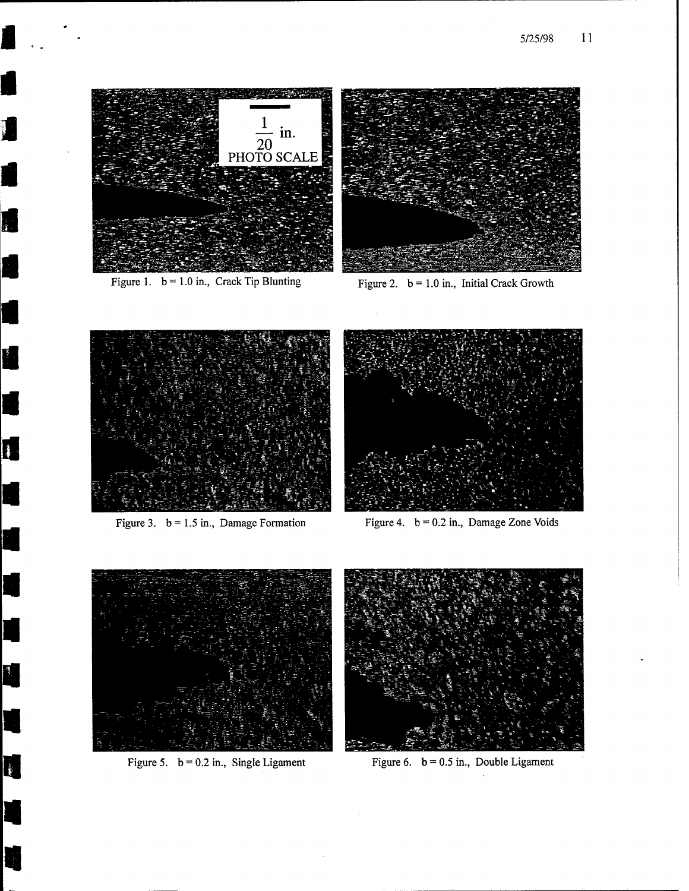$\frac{1}{20}$ in.
PHOTO SCALE

Figure 1. b = 1.0 in., Crack Tip Blunting

Figure 2. b = 1.0 in., Initial Crack Growth

Figure 3. b = 1.5 in., Damage Formation

Figure 4. b = 0.2 in., Damage Zone Voids

Figure 5. b = 0.2 in., Single Ligament

Figure 6. b = 0.5 in., Double Ligament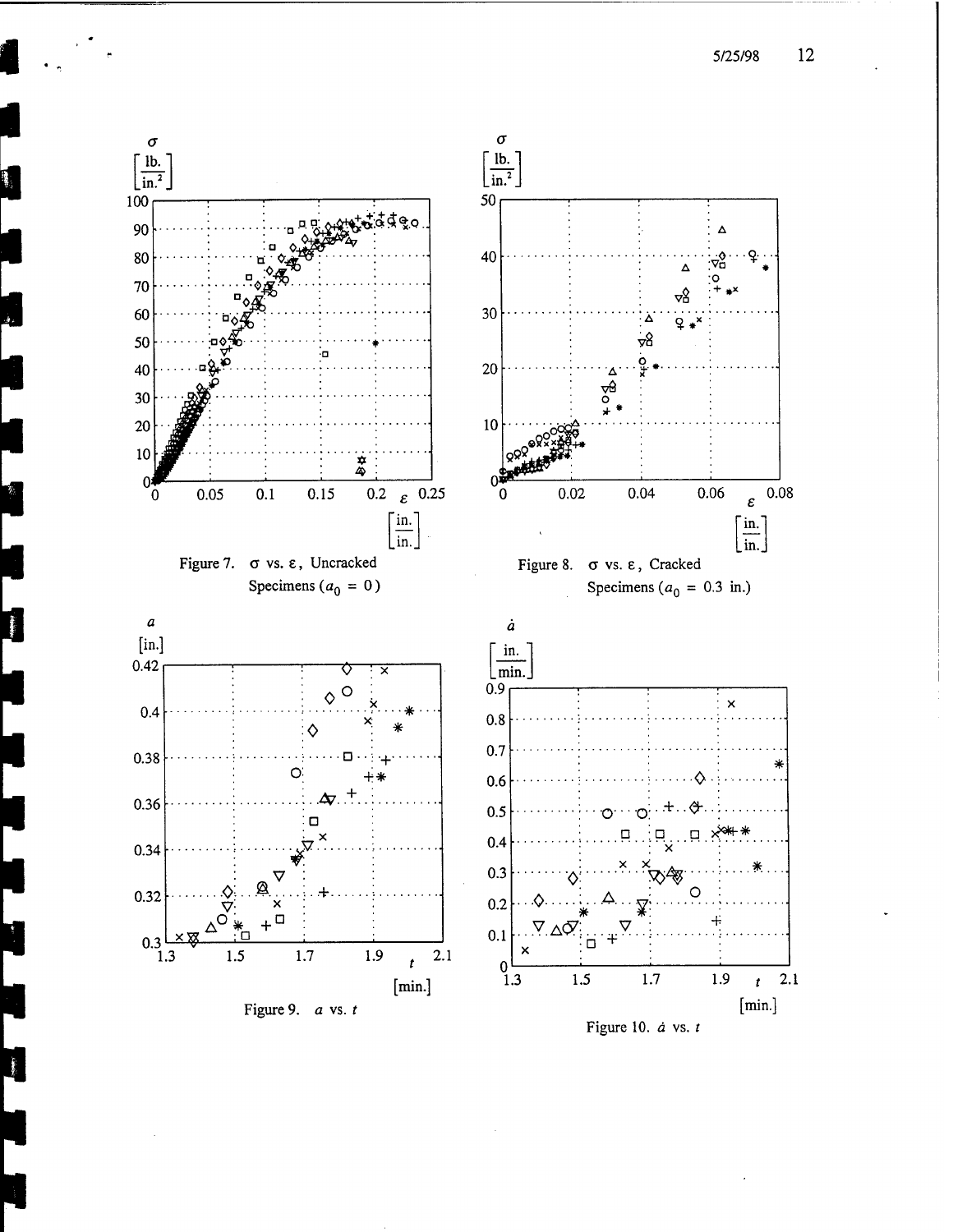Figure 7. $\sigma$ vs. $\varepsilon$, Uncracked Specimens ($a_0 = 0$)

Figure 8. $\sigma$ vs. $\varepsilon$, Cracked Specimens ($a_0 = 0.3$ in.)

Figure 9. $a$ vs. $t$

Figure 10. $\dot{a}$ vs. $t$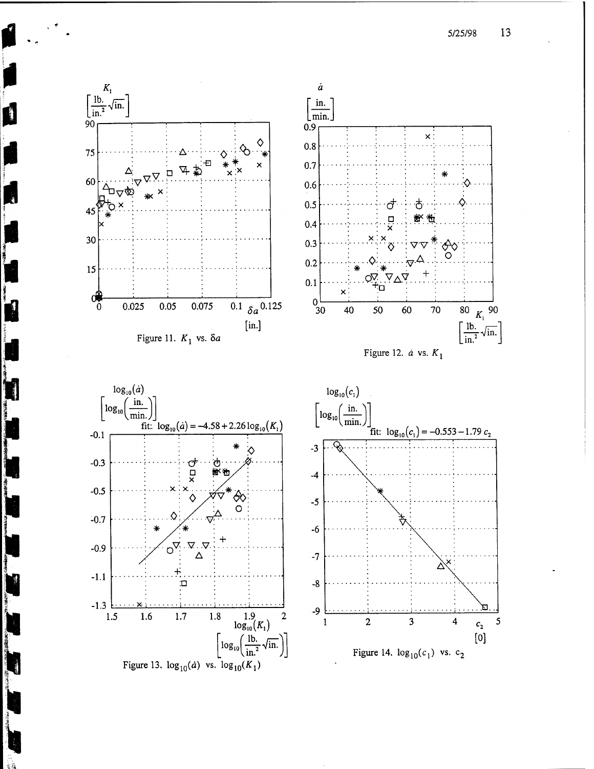$K_1$

$\left[\frac{\text{lb.}}{\text{in.}^2}\sqrt{\text{in.}}\right]$

90

75

60

45

30

15

0

0 0.025 0.05 0.075 0.1 $\delta a$ 0.125

[in.]

Figure 11. $K_1$ vs. $\delta a$

$\dot{a}$

$\left[\frac{\text{in.}}{\text{min.}}\right]$

0.9

0.8

0.7

0.6

0.5

0.4

0.3

0.2

0.1

0

30 40 50 60 70 80 $K_1$ 90

$\left[\frac{\text{lb.}}{\text{in.}^2}\sqrt{\text{in.}}\right]$

Figure 12. $\dot{a}$ vs. $K_1$

$\log_{10}(\dot{a})$

$\left[\log_{10}\left(\frac{\text{in.}}{\text{min.}}\right)\right]$

fit: $\log_{10}(\dot{a}) = -4.58 + 2.26\log_{10}(K_1)$

-0.1

-0.3

-0.5

-0.7

-0.9

-1.1

-1.3

1.5 1.6 1.7 1.8 1.9 2

$\log_{10}(K_1)$

$\left[\log_{10}\left(\frac{\text{lb.}}{\text{in.}^2}\sqrt{\text{in.}}\right)\right]$

Figure 13. $\log_{10}(\dot{a})$ vs. $\log_{10}(K_1)$

$\log_{10}(c_1)$

$\left[\log_{10}\left(\frac{\text{in.}}{\text{min.}}\right)\right]$

fit: $\log_{10}(c_1) = -0.553 - 1.79\, c_2$

-3

-4

-5

-6

-7

-8

-9

1 2 3 4 $c_2$ 5

[0]

Figure 14. $\log_{10}(c_1)$ vs. $c_2$